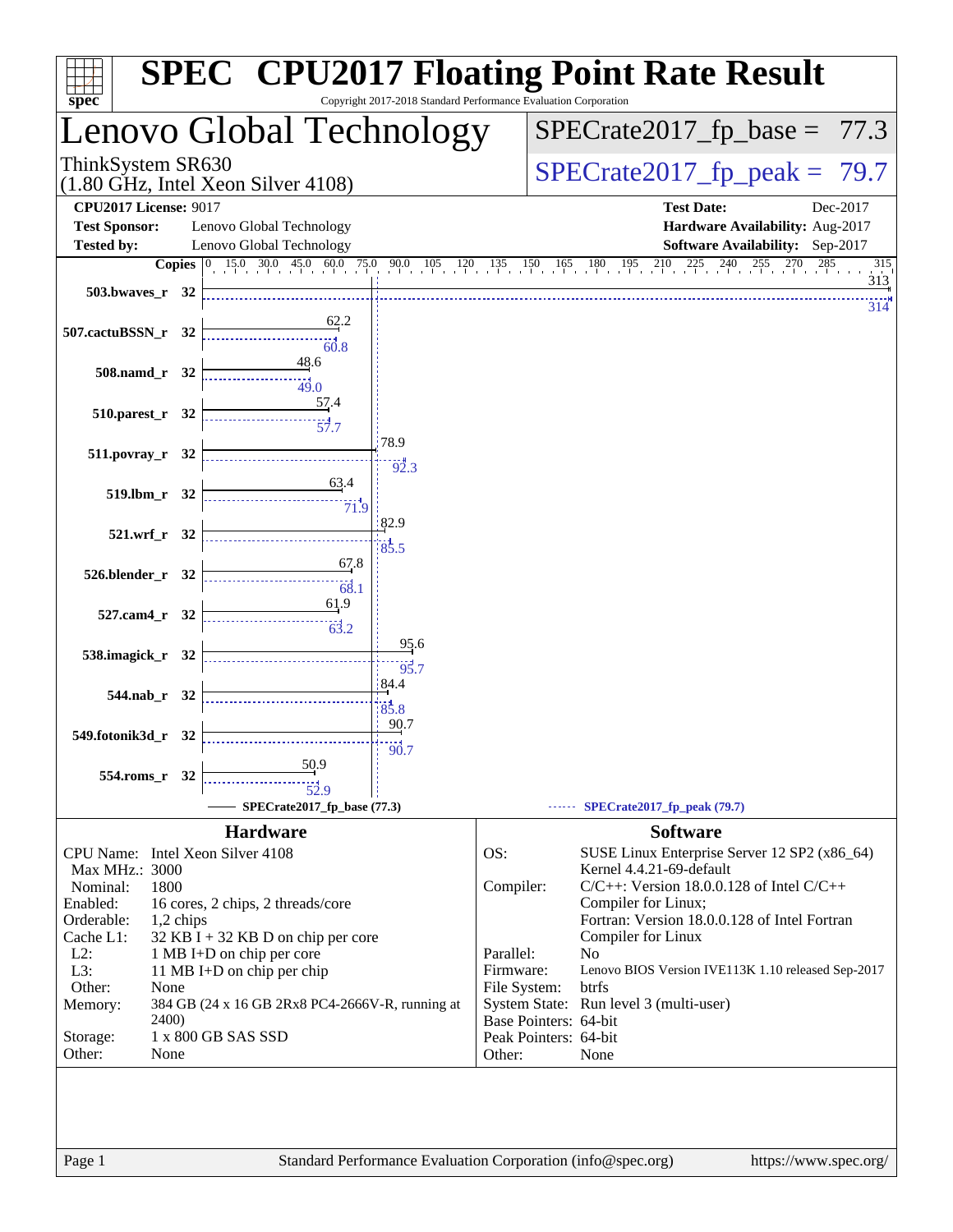# SPEC CPU2017 Floating Point Rate Result

Copyright 2017-2018 Standard Performance Evaluation Corporation

## Lenovo Global Technology

ThinkSystem SR630
(1.80 GHz, Intel Xeon Silver 4108)

SPECrate2017_fp_base = 77.3

SPECrate2017_fp_peak = 79.7

**CPU2017 License:** 9017
**Test Sponsor:** Lenovo Global Technology
**Tested by:** Lenovo Global Technology
**Test Date:** Dec-2017
**Hardware Availability:** Aug-2017
**Software Availability:** Sep-2017

| Benchmark | Copies | Base | Peak |
|---|---|---|---|
| 503.bwaves_r | 32 | 313 | 314 |
| 507.cactuBSSN_r | 32 | 62.2 | 60.8 |
| 508.namd_r | 32 | 48.6 | 49.0 |
| 510.parest_r | 32 | 57.4 | 57.7 |
| 511.povray_r | 32 | 78.9 | 92.3 |
| 519.lbm_r | 32 | 63.4 | 71.9 |
| 521.wrf_r | 32 | 82.9 | 85.5 |
| 526.blender_r | 32 | 67.8 | 68.1 |
| 527.cam4_r | 32 | 61.9 | 63.2 |
| 538.imagick_r | 32 | 95.6 | 95.7 |
| 544.nab_r | 32 | 84.4 | 85.8 |
| 549.fotonik3d_r | 32 | 90.7 | 90.7 |
| 554.roms_r | 32 | 50.9 | 52.9 |

SPECrate2017_fp_base (77.3) — SPECrate2017_fp_peak (79.7)

### Hardware

| | |
|---|---|
| CPU Name: | Intel Xeon Silver 4108 |
| Max MHz.: | 3000 |
| Nominal: | 1800 |
| Enabled: | 16 cores, 2 chips, 2 threads/core |
| Orderable: | 1,2 chips |
| Cache L1: | 32 KB I + 32 KB D on chip per core |
| L2: | 1 MB I+D on chip per core |
| L3: | 11 MB I+D on chip per chip |
| Other: | None |
| Memory: | 384 GB (24 x 16 GB 2Rx8 PC4-2666V-R, running at 2400) |
| Storage: | 1 x 800 GB SAS SSD |
| Other: | None |

### Software

| | |
|---|---|
| OS: | SUSE Linux Enterprise Server 12 SP2 (x86_64) Kernel 4.4.21-69-default |
| Compiler: | C/C++: Version 18.0.0.128 of Intel C/C++ Compiler for Linux; Fortran: Version 18.0.0.128 of Intel Fortran Compiler for Linux |
| Parallel: | No |
| Firmware: | Lenovo BIOS Version IVE113K 1.10 released Sep-2017 |
| File System: | btrfs |
| System State: | Run level 3 (multi-user) |
| Base Pointers: | 64-bit |
| Peak Pointers: | 64-bit |
| Other: | None |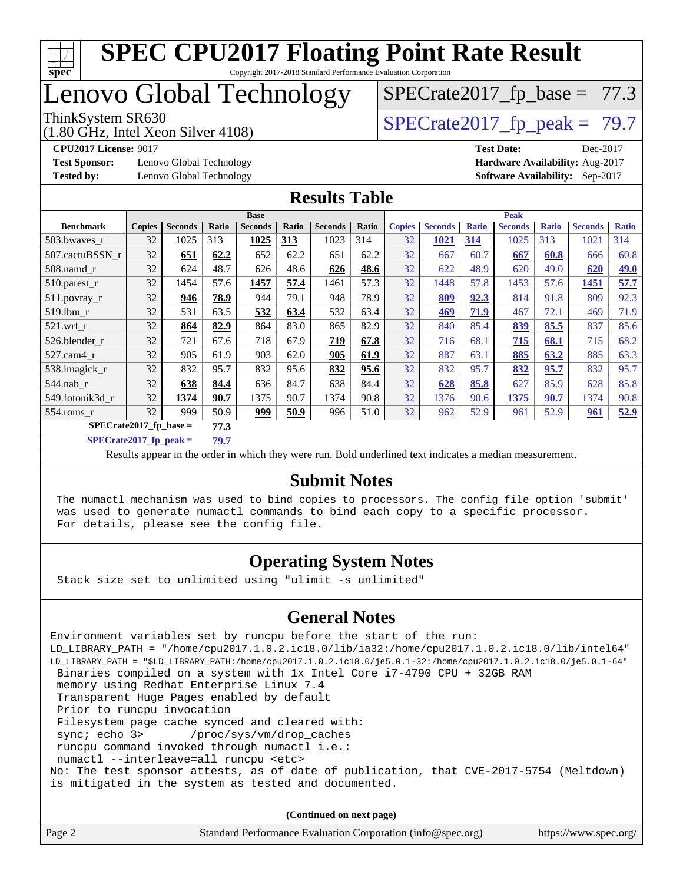# SPEC CPU2017 Floating Point Rate Result

Copyright 2017-2018 Standard Performance Evaluation Corporation

# Lenovo Global Technology

ThinkSystem SR630
(1.80 GHz, Intel Xeon Silver 4108)

SPECrate2017_fp_base = 77.3

SPECrate2017_fp_peak = 79.7

**CPU2017 License:** 9017
**Test Sponsor:** Lenovo Global Technology
**Tested by:** Lenovo Global Technology

**Test Date:** Dec-2017
**Hardware Availability:** Aug-2017
**Software Availability:** Sep-2017

## Results Table

| | Base | | | | | | | Peak | | | | | | |
|---|---|---|---|---|---|---|---|---|---|---|---|---|---|---|
| **Benchmark** | **Copies** | **Seconds** | **Ratio** | **Seconds** | **Ratio** | **Seconds** | **Ratio** | **Copies** | **Seconds** | **Ratio** | **Seconds** | **Ratio** | **Seconds** | **Ratio** |
| 503.bwaves_r | 32 | 1025 | 313 | **1025** | **313** | 1023 | 314 | 32 | **1021** | **314** | 1025 | 313 | 1021 | 314 |
| 507.cactuBSSN_r | 32 | **651** | **62.2** | 652 | 62.2 | 651 | 62.2 | 32 | 667 | 60.7 | **667** | **60.8** | 666 | 60.8 |
| 508.namd_r | 32 | 624 | 48.7 | 626 | 48.6 | **626** | **48.6** | 32 | 622 | 48.9 | 620 | 49.0 | **620** | **49.0** |
| 510.parest_r | 32 | 1454 | 57.6 | **1457** | **57.4** | 1461 | 57.3 | 32 | 1448 | 57.8 | 1453 | 57.6 | **1451** | **57.7** |
| 511.povray_r | 32 | **946** | **78.9** | 944 | 79.1 | 948 | 78.9 | 32 | **809** | **92.3** | 814 | 91.8 | 809 | 92.3 |
| 519.lbm_r | 32 | 531 | 63.5 | **532** | **63.4** | 532 | 63.4 | 32 | **469** | **71.9** | 467 | 72.1 | 469 | 71.9 |
| 521.wrf_r | 32 | **864** | **82.9** | 864 | 83.0 | 865 | 82.9 | 32 | 840 | 85.4 | **839** | **85.5** | 837 | 85.6 |
| 526.blender_r | 32 | 721 | 67.6 | 718 | 67.9 | **719** | **67.8** | 32 | 716 | 68.1 | **715** | **68.1** | 715 | 68.2 |
| 527.cam4_r | 32 | 905 | 61.9 | 903 | 62.0 | **905** | **61.9** | 32 | 887 | 63.1 | **885** | **63.2** | 885 | 63.3 |
| 538.imagick_r | 32 | 832 | 95.7 | 832 | 95.6 | **832** | **95.6** | 32 | 832 | 95.7 | **832** | **95.7** | 832 | 95.7 |
| 544.nab_r | 32 | **638** | **84.4** | 636 | 84.7 | 638 | 84.4 | 32 | **628** | **85.8** | 627 | 85.9 | 628 | 85.8 |
| 549.fotonik3d_r | 32 | **1374** | **90.7** | 1375 | 90.7 | 1374 | 90.8 | 32 | 1376 | 90.6 | **1375** | **90.7** | 1374 | 90.8 |
| 554.roms_r | 32 | 999 | 50.9 | **999** | **50.9** | 996 | 51.0 | 32 | 962 | 52.9 | 961 | 52.9 | **961** | **52.9** |

**SPECrate2017_fp_base = 77.3**

**SPECrate2017_fp_peak = 79.7**

Results appear in the order in which they were run. Bold underlined text indicates a median measurement.

## Submit Notes

```
The numactl mechanism was used to bind copies to processors. The config file option 'submit'
was used to generate numactl commands to bind each copy to a specific processor.
For details, please see the config file.
```

## Operating System Notes

```
Stack size set to unlimited using "ulimit -s unlimited"
```

## General Notes

```
Environment variables set by runcpu before the start of the run:
LD_LIBRARY_PATH = "/home/cpu2017.1.0.2.ic18.0/lib/ia32:/home/cpu2017.1.0.2.ic18.0/lib/intel64"
LD_LIBRARY_PATH = "$LD_LIBRARY_PATH:/home/cpu2017.1.0.2.ic18.0/je5.0.1-32:/home/cpu2017.1.0.2.ic18.0/je5.0.1-64"
 Binaries compiled on a system with 1x Intel Core i7-4790 CPU + 32GB RAM
 memory using Redhat Enterprise Linux 7.4
 Transparent Huge Pages enabled by default
 Prior to runcpu invocation
 Filesystem page cache synced and cleared with:
 sync; echo 3>       /proc/sys/vm/drop_caches
 runcpu command invoked through numactl i.e.:
 numactl --interleave=all runcpu <etc>
No: The test sponsor attests, as of date of publication, that CVE-2017-5754 (Meltdown)
is mitigated in the system as tested and documented.
```

**(Continued on next page)**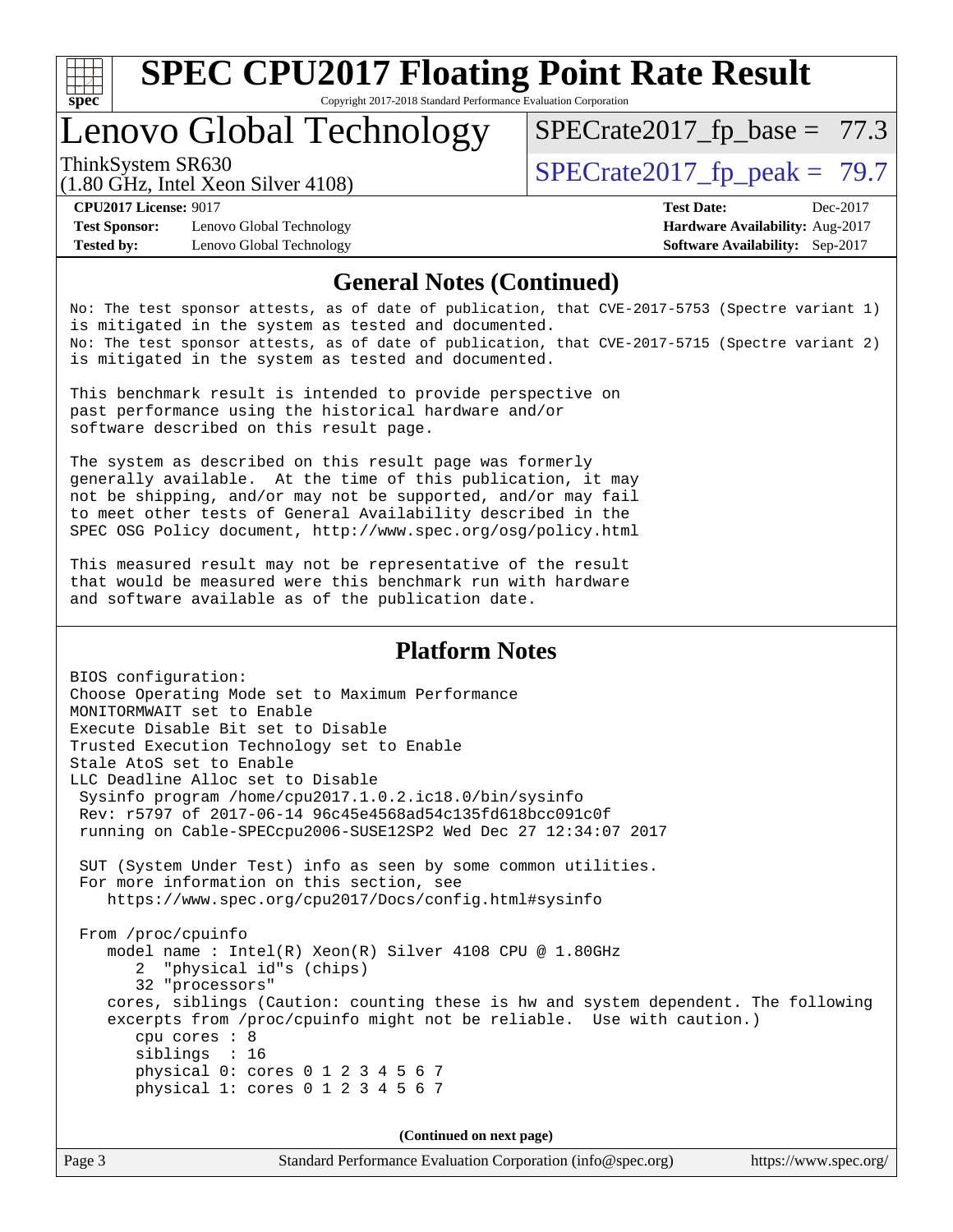# SPEC CPU2017 Floating Point Rate Result

Copyright 2017-2018 Standard Performance Evaluation Corporation

## Lenovo Global Technology

ThinkSystem SR630
(1.80 GHz, Intel Xeon Silver 4108)

SPECrate2017_fp_base = 77.3

SPECrate2017_fp_peak = 79.7

**CPU2017 License:** 9017
**Test Sponsor:** Lenovo Global Technology
**Tested by:** Lenovo Global Technology

**Test Date:** Dec-2017
**Hardware Availability:** Aug-2017
**Software Availability:** Sep-2017

### General Notes (Continued)

```
No: The test sponsor attests, as of date of publication, that CVE-2017-5753 (Spectre variant 1)
is mitigated in the system as tested and documented.
No: The test sponsor attests, as of date of publication, that CVE-2017-5715 (Spectre variant 2)
is mitigated in the system as tested and documented.

This benchmark result is intended to provide perspective on
past performance using the historical hardware and/or
software described on this result page.

The system as described on this result page was formerly
generally available.  At the time of this publication, it may
not be shipping, and/or may not be supported, and/or may fail
to meet other tests of General Availability described in the
SPEC OSG Policy document, http://www.spec.org/osg/policy.html

This measured result may not be representative of the result
that would be measured were this benchmark run with hardware
and software available as of the publication date.
```

### Platform Notes

```
BIOS configuration:
Choose Operating Mode set to Maximum Performance
MONITORMWAIT set to Enable
Execute Disable Bit set to Disable
Trusted Execution Technology set to Enable
Stale AtoS set to Enable
LLC Deadline Alloc set to Disable
 Sysinfo program /home/cpu2017.1.0.2.ic18.0/bin/sysinfo
 Rev: r5797 of 2017-06-14 96c45e4568ad54c135fd618bcc091c0f
 running on Cable-SPECcpu2006-SUSE12SP2 Wed Dec 27 12:34:07 2017

 SUT (System Under Test) info as seen by some common utilities.
 For more information on this section, see
    https://www.spec.org/cpu2017/Docs/config.html#sysinfo

 From /proc/cpuinfo
    model name : Intel(R) Xeon(R) Silver 4108 CPU @ 1.80GHz
       2  "physical id"s (chips)
       32 "processors"
    cores, siblings (Caution: counting these is hw and system dependent. The following
    excerpts from /proc/cpuinfo might not be reliable.  Use with caution.)
       cpu cores : 8
       siblings  : 16
       physical 0: cores 0 1 2 3 4 5 6 7
       physical 1: cores 0 1 2 3 4 5 6 7
```

**(Continued on next page)**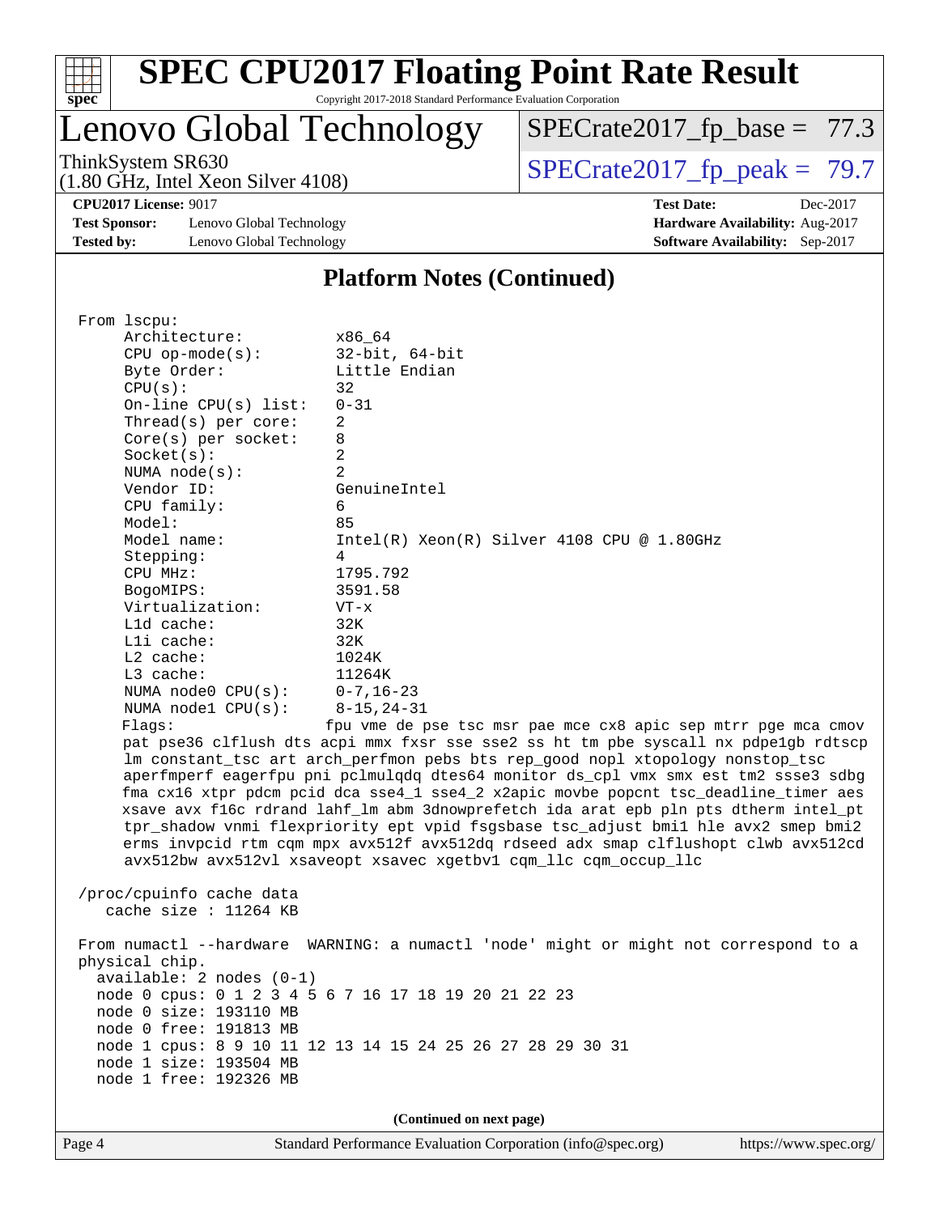## Platform Notes (Continued)

```
From lscpu:
     Architecture:          x86_64
     CPU op-mode(s):        32-bit, 64-bit
     Byte Order:            Little Endian
     CPU(s):                32
     On-line CPU(s) list:   0-31
     Thread(s) per core:    2
     Core(s) per socket:    8
     Socket(s):             2
     NUMA node(s):          2
     Vendor ID:             GenuineIntel
     CPU family:            6
     Model:                 85
     Model name:            Intel(R) Xeon(R) Silver 4108 CPU @ 1.80GHz
     Stepping:              4
     CPU MHz:               1795.792
     BogoMIPS:              3591.58
     Virtualization:        VT-x
     L1d cache:             32K
     L1i cache:             32K
     L2 cache:              1024K
     L3 cache:              11264K
     NUMA node0 CPU(s):     0-7,16-23
     NUMA node1 CPU(s):     8-15,24-31
     Flags:                fpu vme de pse tsc msr pae mce cx8 apic sep mtrr pge mca cmov
     pat pse36 clflush dts acpi mmx fxsr sse sse2 ss ht tm pbe syscall nx pdpe1gb rdtscp
     lm constant_tsc art arch_perfmon pebs bts rep_good nopl xtopology nonstop_tsc
     aperfmperf eagerfpu pni pclmulqdq dtes64 monitor ds_cpl vmx smx est tm2 ssse3 sdbg
     fma cx16 xtpr pdcm pcid dca sse4_1 sse4_2 x2apic movbe popcnt tsc_deadline_timer aes
     xsave avx f16c rdrand lahf_lm abm 3dnowprefetch ida arat epb pln pts dtherm intel_pt
     tpr_shadow vnmi flexpriority ept vpid fsgsbase tsc_adjust bmi1 hle avx2 smep bmi2
     erms invpcid rtm cqm mpx avx512f avx512dq rdseed adx smap clflushopt clwb avx512cd
     avx512bw avx512vl xsaveopt xsavec xgetbv1 cqm_llc cqm_occup_llc

 /proc/cpuinfo cache data
    cache size : 11264 KB

 From numactl --hardware  WARNING: a numactl 'node' might or might not correspond to a
 physical chip.
   available: 2 nodes (0-1)
   node 0 cpus: 0 1 2 3 4 5 6 7 16 17 18 19 20 21 22 23
   node 0 size: 193110 MB
   node 0 free: 191813 MB
   node 1 cpus: 8 9 10 11 12 13 14 15 24 25 26 27 28 29 30 31
   node 1 size: 193504 MB
   node 1 free: 192326 MB
```

(Continued on next page)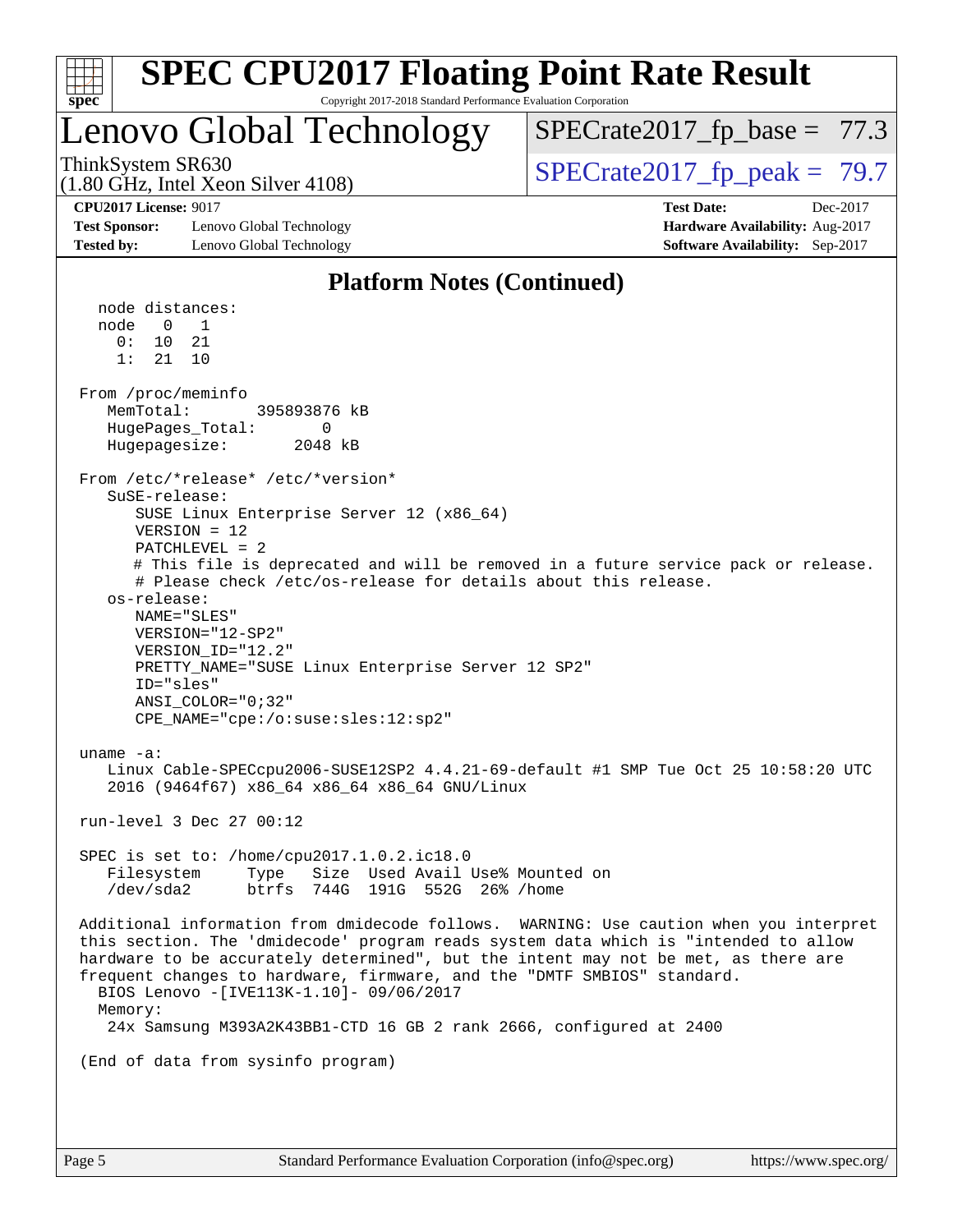## Platform Notes (Continued)

```
  node distances:
  node   0   1
    0:  10  21
    1:  21  10

From /proc/meminfo
   MemTotal:       395893876 kB
   HugePages_Total:       0
   Hugepagesize:       2048 kB

From /etc/*release* /etc/*version*
   SuSE-release:
      SUSE Linux Enterprise Server 12 (x86_64)
      VERSION = 12
      PATCHLEVEL = 2
      # This file is deprecated and will be removed in a future service pack or release.
      # Please check /etc/os-release for details about this release.
   os-release:
      NAME="SLES"
      VERSION="12-SP2"
      VERSION_ID="12.2"
      PRETTY_NAME="SUSE Linux Enterprise Server 12 SP2"
      ID="sles"
      ANSI_COLOR="0;32"
      CPE_NAME="cpe:/o:suse:sles:12:sp2"

uname -a:
   Linux Cable-SPECcpu2006-SUSE12SP2 4.4.21-69-default #1 SMP Tue Oct 25 10:58:20 UTC
   2016 (9464f67) x86_64 x86_64 x86_64 GNU/Linux

run-level 3 Dec 27 00:12

SPEC is set to: /home/cpu2017.1.0.2.ic18.0
   Filesystem     Type   Size  Used Avail Use% Mounted on
   /dev/sda2      btrfs  744G  191G  552G  26% /home

Additional information from dmidecode follows.  WARNING: Use caution when you interpret
this section. The 'dmidecode' program reads system data which is "intended to allow
hardware to be accurately determined", but the intent may not be met, as there are
frequent changes to hardware, firmware, and the "DMTF SMBIOS" standard.
  BIOS Lenovo -[IVE113K-1.10]- 09/06/2017
  Memory:
   24x Samsung M393A2K43BB1-CTD 16 GB 2 rank 2666, configured at 2400

(End of data from sysinfo program)
```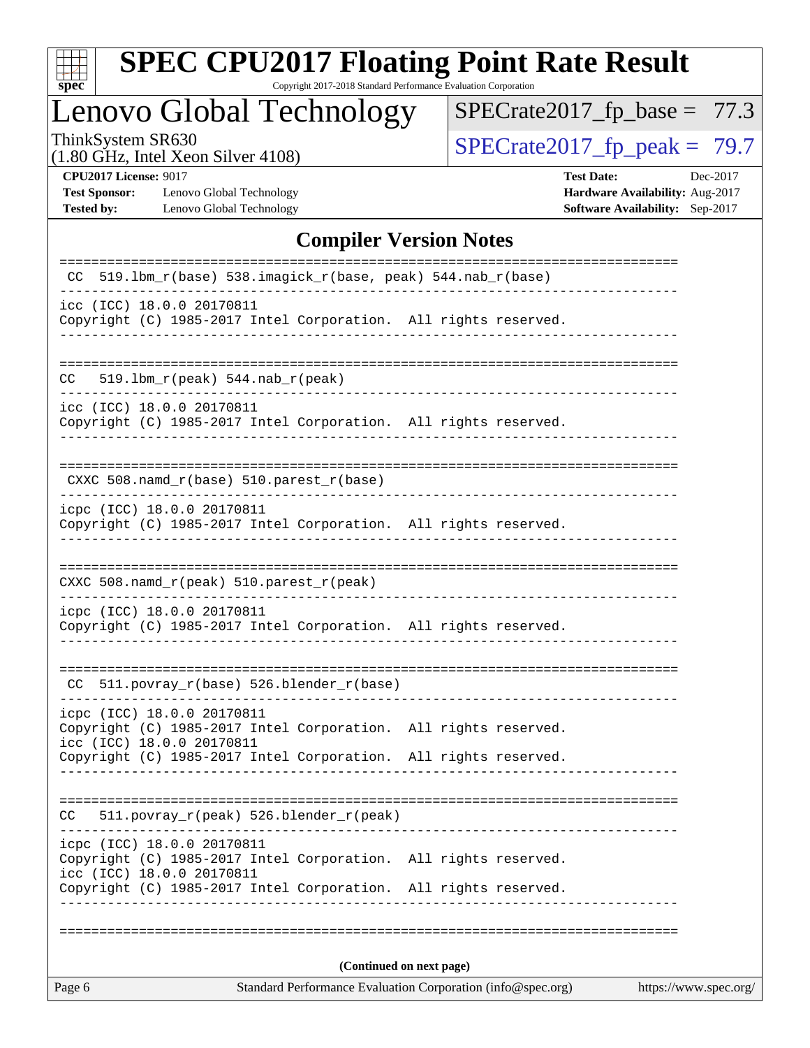## Compiler Version Notes

```
==============================================================================
 CC  519.lbm_r(base) 538.imagick_r(base, peak) 544.nab_r(base)
------------------------------------------------------------------------------
icc (ICC) 18.0.0 20170811
Copyright (C) 1985-2017 Intel Corporation.  All rights reserved.
------------------------------------------------------------------------------

==============================================================================
CC   519.lbm_r(peak) 544.nab_r(peak)
------------------------------------------------------------------------------
icc (ICC) 18.0.0 20170811
Copyright (C) 1985-2017 Intel Corporation.  All rights reserved.
------------------------------------------------------------------------------

==============================================================================
 CXXC 508.namd_r(base) 510.parest_r(base)
------------------------------------------------------------------------------
icpc (ICC) 18.0.0 20170811
Copyright (C) 1985-2017 Intel Corporation.  All rights reserved.
------------------------------------------------------------------------------

==============================================================================
CXXC 508.namd_r(peak) 510.parest_r(peak)
------------------------------------------------------------------------------
icpc (ICC) 18.0.0 20170811
Copyright (C) 1985-2017 Intel Corporation.  All rights reserved.
------------------------------------------------------------------------------

==============================================================================
 CC  511.povray_r(base) 526.blender_r(base)
------------------------------------------------------------------------------
icpc (ICC) 18.0.0 20170811
Copyright (C) 1985-2017 Intel Corporation.  All rights reserved.
icc (ICC) 18.0.0 20170811
Copyright (C) 1985-2017 Intel Corporation.  All rights reserved.
------------------------------------------------------------------------------

==============================================================================
CC   511.povray_r(peak) 526.blender_r(peak)
------------------------------------------------------------------------------
icpc (ICC) 18.0.0 20170811
Copyright (C) 1985-2017 Intel Corporation.  All rights reserved.
icc (ICC) 18.0.0 20170811
Copyright (C) 1985-2017 Intel Corporation.  All rights reserved.
------------------------------------------------------------------------------

==============================================================================
```

**(Continued on next page)**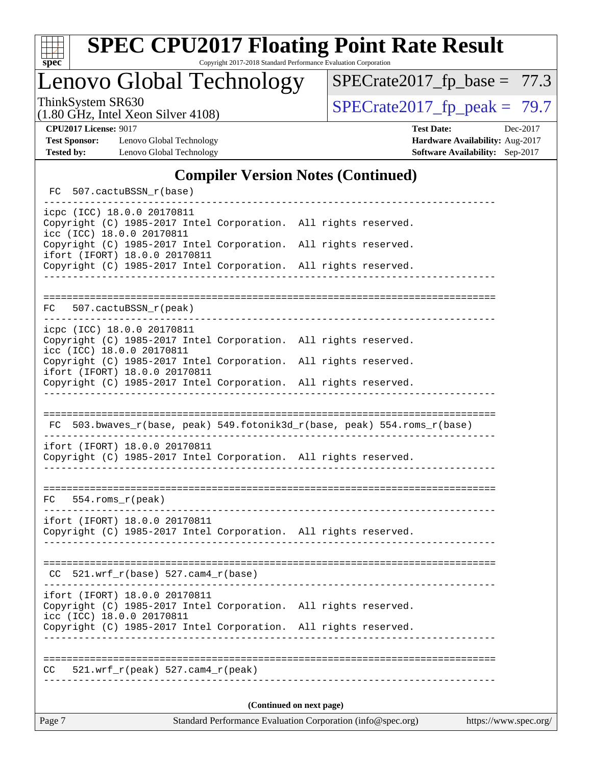## Compiler Version Notes (Continued)

```
 FC  507.cactuBSSN_r(base)
------------------------------------------------------------------------------
icpc (ICC) 18.0.0 20170811
Copyright (C) 1985-2017 Intel Corporation.  All rights reserved.
icc (ICC) 18.0.0 20170811
Copyright (C) 1985-2017 Intel Corporation.  All rights reserved.
ifort (IFORT) 18.0.0 20170811
Copyright (C) 1985-2017 Intel Corporation.  All rights reserved.
------------------------------------------------------------------------------

==============================================================================
FC   507.cactuBSSN_r(peak)
------------------------------------------------------------------------------
icpc (ICC) 18.0.0 20170811
Copyright (C) 1985-2017 Intel Corporation.  All rights reserved.
icc (ICC) 18.0.0 20170811
Copyright (C) 1985-2017 Intel Corporation.  All rights reserved.
ifort (IFORT) 18.0.0 20170811
Copyright (C) 1985-2017 Intel Corporation.  All rights reserved.
------------------------------------------------------------------------------

==============================================================================
 FC  503.bwaves_r(base, peak) 549.fotonik3d_r(base, peak) 554.roms_r(base)
------------------------------------------------------------------------------
ifort (IFORT) 18.0.0 20170811
Copyright (C) 1985-2017 Intel Corporation.  All rights reserved.
------------------------------------------------------------------------------

==============================================================================
FC   554.roms_r(peak)
------------------------------------------------------------------------------
ifort (IFORT) 18.0.0 20170811
Copyright (C) 1985-2017 Intel Corporation.  All rights reserved.
------------------------------------------------------------------------------

==============================================================================
 CC  521.wrf_r(base) 527.cam4_r(base)
------------------------------------------------------------------------------
ifort (IFORT) 18.0.0 20170811
Copyright (C) 1985-2017 Intel Corporation.  All rights reserved.
icc (ICC) 18.0.0 20170811
Copyright (C) 1985-2017 Intel Corporation.  All rights reserved.
------------------------------------------------------------------------------

==============================================================================
CC   521.wrf_r(peak) 527.cam4_r(peak)
------------------------------------------------------------------------------
```

**(Continued on next page)**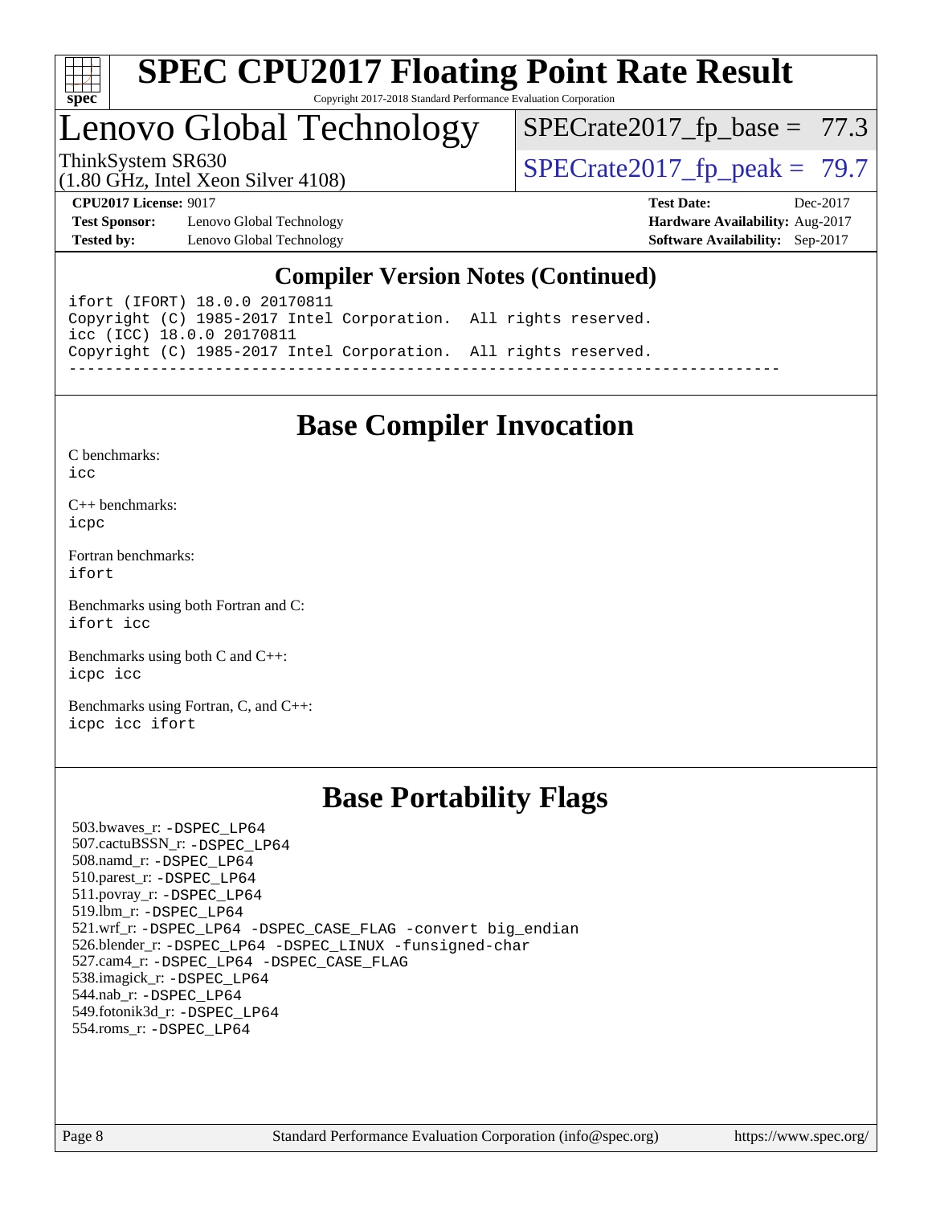## Compiler Version Notes (Continued)

```
ifort (IFORT) 18.0.0 20170811
Copyright (C) 1985-2017 Intel Corporation.  All rights reserved.
icc (ICC) 18.0.0 20170811
Copyright (C) 1985-2017 Intel Corporation.  All rights reserved.
------------------------------------------------------------------------------
```

## Base Compiler Invocation

C benchmarks:
icc

C++ benchmarks:
icpc

Fortran benchmarks:
ifort

Benchmarks using both Fortran and C:
ifort icc

Benchmarks using both C and C++:
icpc icc

Benchmarks using Fortran, C, and C++:
icpc icc ifort

## Base Portability Flags

503.bwaves_r: -DSPEC_LP64
507.cactuBSSN_r: -DSPEC_LP64
508.namd_r: -DSPEC_LP64
510.parest_r: -DSPEC_LP64
511.povray_r: -DSPEC_LP64
519.lbm_r: -DSPEC_LP64
521.wrf_r: -DSPEC_LP64 -DSPEC_CASE_FLAG -convert big_endian
526.blender_r: -DSPEC_LP64 -DSPEC_LINUX -funsigned-char
527.cam4_r: -DSPEC_LP64 -DSPEC_CASE_FLAG
538.imagick_r: -DSPEC_LP64
544.nab_r: -DSPEC_LP64
549.fotonik3d_r: -DSPEC_LP64
554.roms_r: -DSPEC_LP64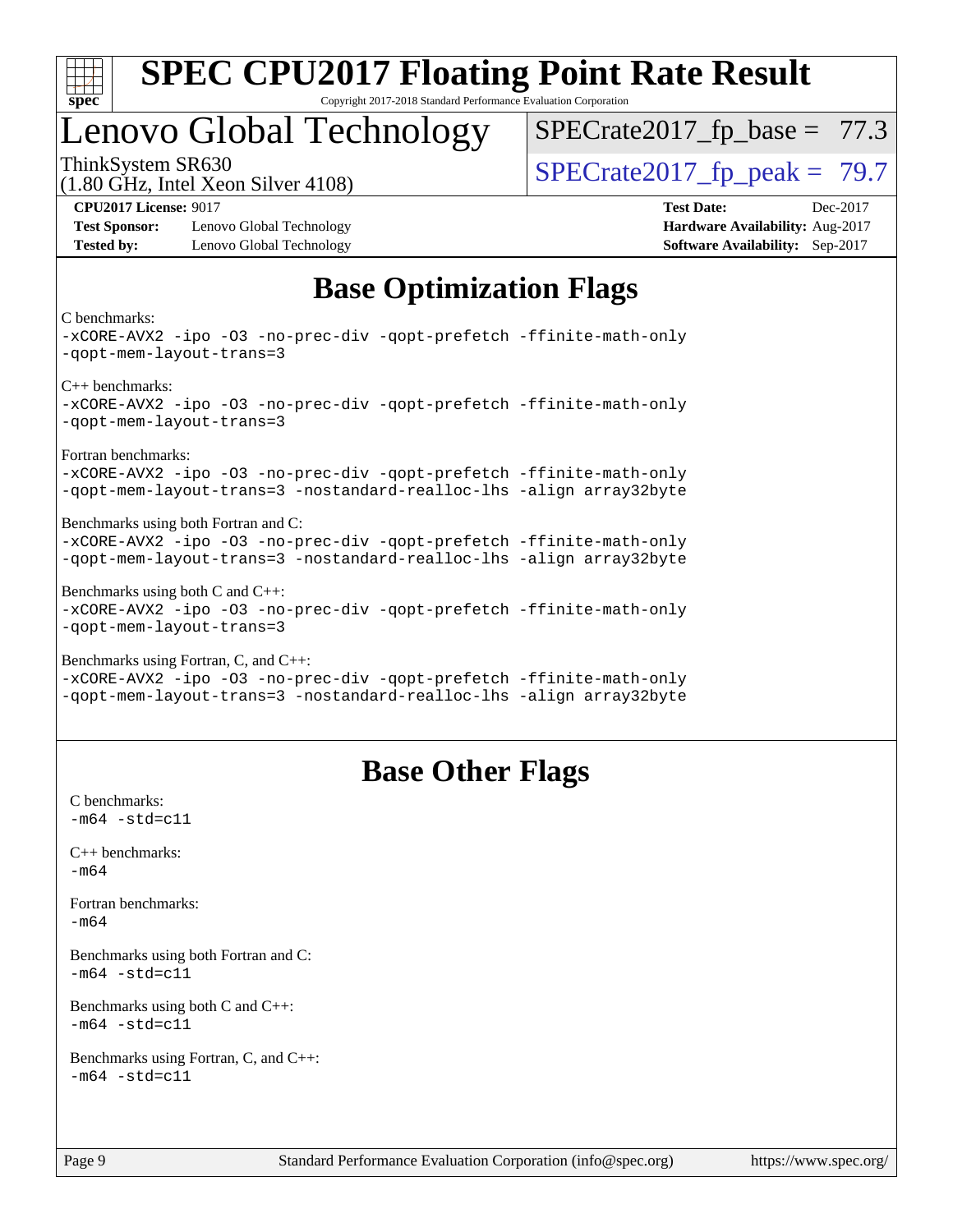# SPEC CPU2017 Floating Point Rate Result

Copyright 2017-2018 Standard Performance Evaluation Corporation

## Lenovo Global Technology

ThinkSystem SR630
(1.80 GHz, Intel Xeon Silver 4108)

SPECrate2017_fp_base = 77.3

SPECrate2017_fp_peak = 79.7

**CPU2017 License:** 9017
**Test Sponsor:** Lenovo Global Technology
**Tested by:** Lenovo Global Technology

**Test Date:** Dec-2017
**Hardware Availability:** Aug-2017
**Software Availability:** Sep-2017

## Base Optimization Flags

C benchmarks:
-xCORE-AVX2 -ipo -O3 -no-prec-div -qopt-prefetch -ffinite-math-only
-qopt-mem-layout-trans=3

C++ benchmarks:
-xCORE-AVX2 -ipo -O3 -no-prec-div -qopt-prefetch -ffinite-math-only
-qopt-mem-layout-trans=3

Fortran benchmarks:
-xCORE-AVX2 -ipo -O3 -no-prec-div -qopt-prefetch -ffinite-math-only
-qopt-mem-layout-trans=3 -nostandard-realloc-lhs -align array32byte

Benchmarks using both Fortran and C:
-xCORE-AVX2 -ipo -O3 -no-prec-div -qopt-prefetch -ffinite-math-only
-qopt-mem-layout-trans=3 -nostandard-realloc-lhs -align array32byte

Benchmarks using both C and C++:
-xCORE-AVX2 -ipo -O3 -no-prec-div -qopt-prefetch -ffinite-math-only
-qopt-mem-layout-trans=3

Benchmarks using Fortran, C, and C++:
-xCORE-AVX2 -ipo -O3 -no-prec-div -qopt-prefetch -ffinite-math-only
-qopt-mem-layout-trans=3 -nostandard-realloc-lhs -align array32byte

## Base Other Flags

C benchmarks:
-m64 -std=c11

C++ benchmarks:
-m64

Fortran benchmarks:
-m64

Benchmarks using both Fortran and C:
-m64 -std=c11

Benchmarks using both C and C++:
-m64 -std=c11

Benchmarks using Fortran, C, and C++:
-m64 -std=c11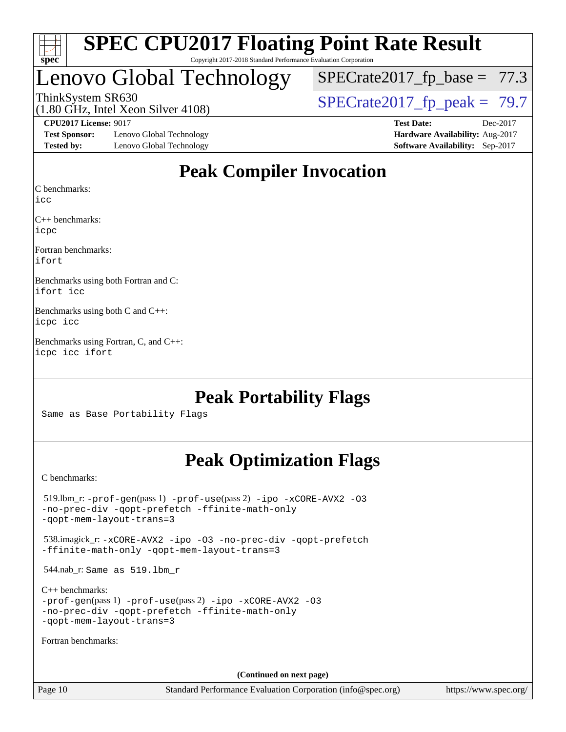# SPEC CPU2017 Floating Point Rate Result

Copyright 2017-2018 Standard Performance Evaluation Corporation

## Lenovo Global Technology

ThinkSystem SR630
(1.80 GHz, Intel Xeon Silver 4108)

SPECrate2017_fp_base = 77.3

SPECrate2017_fp_peak = 79.7

**CPU2017 License:** 9017
**Test Sponsor:** Lenovo Global Technology
**Tested by:** Lenovo Global Technology

**Test Date:** Dec-2017
**Hardware Availability:** Aug-2017
**Software Availability:** Sep-2017

## Peak Compiler Invocation

C benchmarks:
`icc`

C++ benchmarks:
`icpc`

Fortran benchmarks:
`ifort`

Benchmarks using both Fortran and C:
`ifort icc`

Benchmarks using both C and C++:
`icpc icc`

Benchmarks using Fortran, C, and C++:
`icpc icc ifort`

## Peak Portability Flags

Same as Base Portability Flags

## Peak Optimization Flags

C benchmarks:

519.lbm_r: `-prof-gen`(pass 1) `-prof-use`(pass 2) `-ipo -xCORE-AVX2 -O3 -no-prec-div -qopt-prefetch -ffinite-math-only -qopt-mem-layout-trans=3`

538.imagick_r: `-xCORE-AVX2 -ipo -O3 -no-prec-div -qopt-prefetch -ffinite-math-only -qopt-mem-layout-trans=3`

544.nab_r: Same as 519.lbm_r

C++ benchmarks:
`-prof-gen`(pass 1) `-prof-use`(pass 2) `-ipo -xCORE-AVX2 -O3 -no-prec-div -qopt-prefetch -ffinite-math-only -qopt-mem-layout-trans=3`

Fortran benchmarks:

(Continued on next page)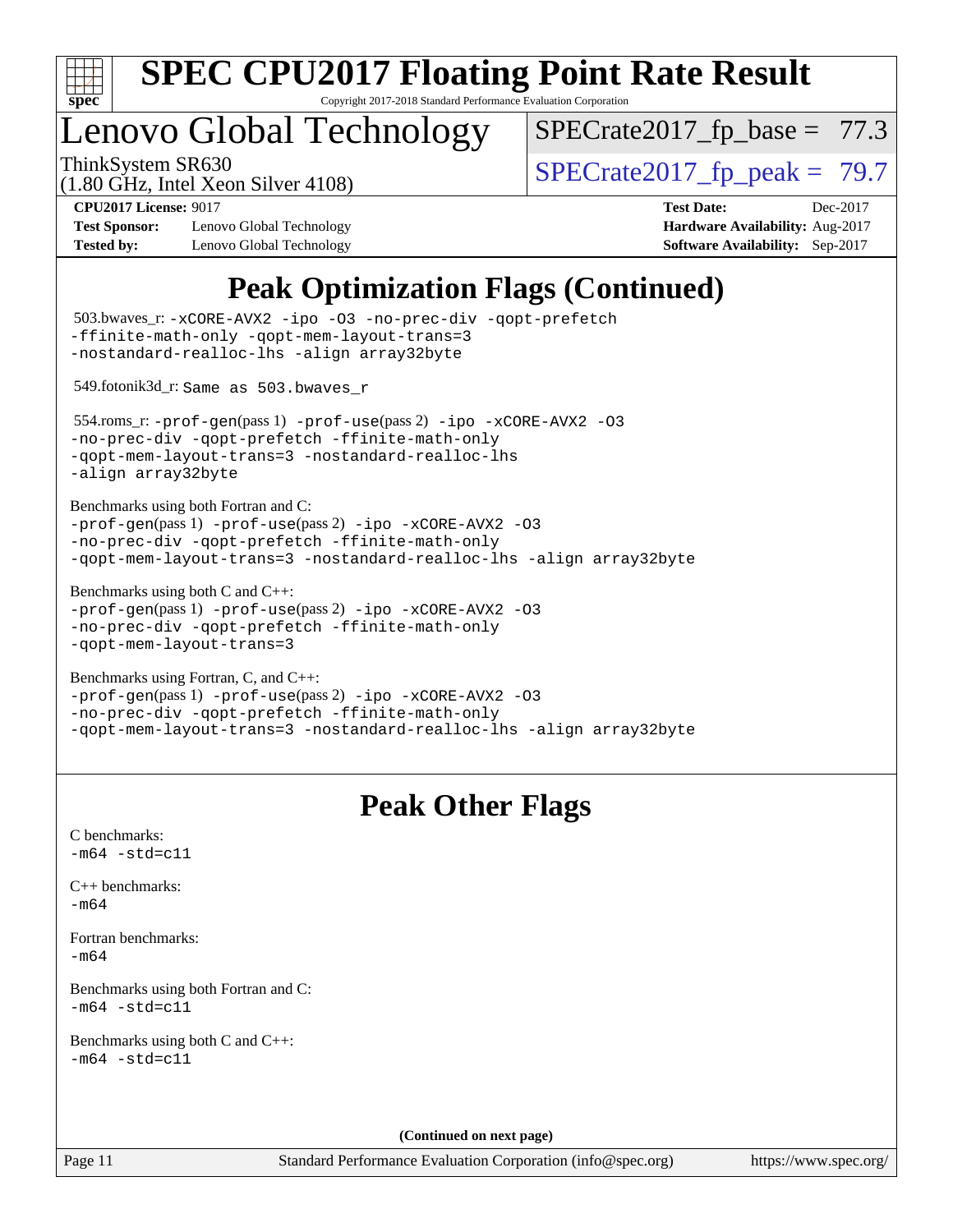# SPEC CPU2017 Floating Point Rate Result

Copyright 2017-2018 Standard Performance Evaluation Corporation

## Lenovo Global Technology

ThinkSystem SR630
(1.80 GHz, Intel Xeon Silver 4108)

SPECrate2017_fp_base = 77.3

SPECrate2017_fp_peak = 79.7

**CPU2017 License:** 9017
**Test Sponsor:** Lenovo Global Technology
**Tested by:** Lenovo Global Technology
**Test Date:** Dec-2017
**Hardware Availability:** Aug-2017
**Software Availability:** Sep-2017

## Peak Optimization Flags (Continued)

503.bwaves_r: `-xCORE-AVX2 -ipo -O3 -no-prec-div -qopt-prefetch -ffinite-math-only -qopt-mem-layout-trans=3 -nostandard-realloc-lhs -align array32byte`

549.fotonik3d_r: `Same as 503.bwaves_r`

554.roms_r: `-prof-gen`(pass 1) `-prof-use`(pass 2) `-ipo -xCORE-AVX2 -O3 -no-prec-div -qopt-prefetch -ffinite-math-only -qopt-mem-layout-trans=3 -nostandard-realloc-lhs -align array32byte`

Benchmarks using both Fortran and C:
`-prof-gen`(pass 1) `-prof-use`(pass 2) `-ipo -xCORE-AVX2 -O3 -no-prec-div -qopt-prefetch -ffinite-math-only -qopt-mem-layout-trans=3 -nostandard-realloc-lhs -align array32byte`

Benchmarks using both C and C++:
`-prof-gen`(pass 1) `-prof-use`(pass 2) `-ipo -xCORE-AVX2 -O3 -no-prec-div -qopt-prefetch -ffinite-math-only -qopt-mem-layout-trans=3`

Benchmarks using Fortran, C, and C++:
`-prof-gen`(pass 1) `-prof-use`(pass 2) `-ipo -xCORE-AVX2 -O3 -no-prec-div -qopt-prefetch -ffinite-math-only -qopt-mem-layout-trans=3 -nostandard-realloc-lhs -align array32byte`

## Peak Other Flags

C benchmarks:
`-m64 -std=c11`

C++ benchmarks:
`-m64`

Fortran benchmarks:
`-m64`

Benchmarks using both Fortran and C:
`-m64 -std=c11`

Benchmarks using both C and C++:
`-m64 -std=c11`

**(Continued on next page)**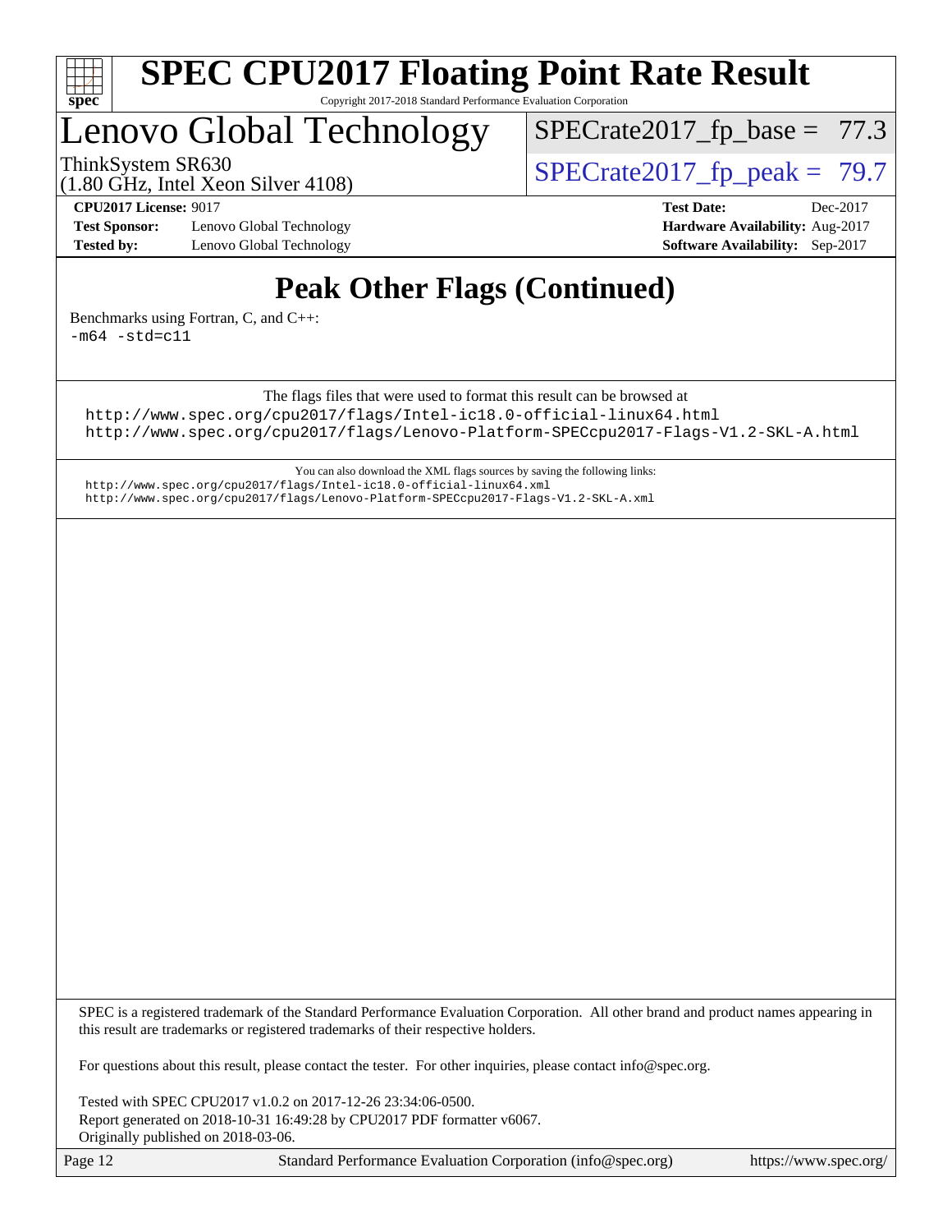## Peak Other Flags (Continued)

Benchmarks using Fortran, C, and C++:
-m64 -std=c11

The flags files that were used to format this result can be browsed at
http://www.spec.org/cpu2017/flags/Intel-ic18.0-official-linux64.html
http://www.spec.org/cpu2017/flags/Lenovo-Platform-SPECcpu2017-Flags-V1.2-SKL-A.html

You can also download the XML flags sources by saving the following links:
http://www.spec.org/cpu2017/flags/Intel-ic18.0-official-linux64.xml
http://www.spec.org/cpu2017/flags/Lenovo-Platform-SPECcpu2017-Flags-V1.2-SKL-A.xml

SPEC is a registered trademark of the Standard Performance Evaluation Corporation. All other brand and product names appearing in this result are trademarks or registered trademarks of their respective holders.

For questions about this result, please contact the tester. For other inquiries, please contact info@spec.org.

Tested with SPEC CPU2017 v1.0.2 on 2017-12-26 23:34:06-0500.
Report generated on 2018-10-31 16:49:28 by CPU2017 PDF formatter v6067.
Originally published on 2018-03-06.